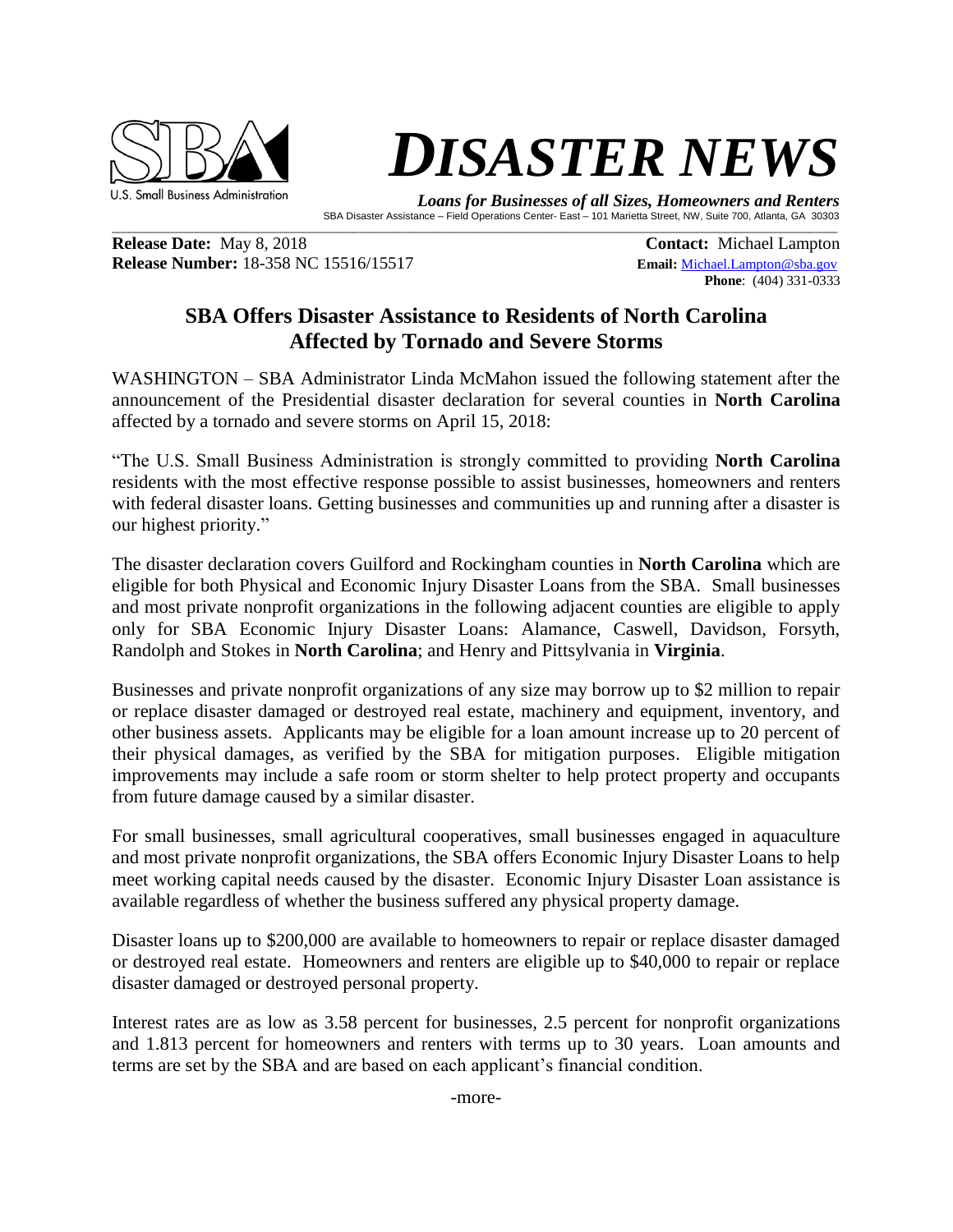U.S. Small Business Administration

# *DISASTER NEWS*

***Loans for Businesses of all Sizes, Homeowners and Renters***

SBA Disaster Assistance – Field Operations Center- East – 101 Marietta Street, NW, Suite 700, Atlanta, GA 30303

**Release Date:** May 8, 2018
**Release Number:** 18-358 NC 15516/15517

**Contact:** Michael Lampton
**Email:** Michael.Lampton@sba.gov
**Phone**: (404) 331-0333

## SBA Offers Disaster Assistance to Residents of North Carolina Affected by Tornado and Severe Storms

WASHINGTON – SBA Administrator Linda McMahon issued the following statement after the announcement of the Presidential disaster declaration for several counties in **North Carolina** affected by a tornado and severe storms on April 15, 2018:

"The U.S. Small Business Administration is strongly committed to providing **North Carolina** residents with the most effective response possible to assist businesses, homeowners and renters with federal disaster loans. Getting businesses and communities up and running after a disaster is our highest priority."

The disaster declaration covers Guilford and Rockingham counties in **North Carolina** which are eligible for both Physical and Economic Injury Disaster Loans from the SBA. Small businesses and most private nonprofit organizations in the following adjacent counties are eligible to apply only for SBA Economic Injury Disaster Loans: Alamance, Caswell, Davidson, Forsyth, Randolph and Stokes in **North Carolina**; and Henry and Pittsylvania in **Virginia**.

Businesses and private nonprofit organizations of any size may borrow up to $2 million to repair or replace disaster damaged or destroyed real estate, machinery and equipment, inventory, and other business assets. Applicants may be eligible for a loan amount increase up to 20 percent of their physical damages, as verified by the SBA for mitigation purposes. Eligible mitigation improvements may include a safe room or storm shelter to help protect property and occupants from future damage caused by a similar disaster.

For small businesses, small agricultural cooperatives, small businesses engaged in aquaculture and most private nonprofit organizations, the SBA offers Economic Injury Disaster Loans to help meet working capital needs caused by the disaster. Economic Injury Disaster Loan assistance is available regardless of whether the business suffered any physical property damage.

Disaster loans up to $200,000 are available to homeowners to repair or replace disaster damaged or destroyed real estate. Homeowners and renters are eligible up to $40,000 to repair or replace disaster damaged or destroyed personal property.

Interest rates are as low as 3.58 percent for businesses, 2.5 percent for nonprofit organizations and 1.813 percent for homeowners and renters with terms up to 30 years. Loan amounts and terms are set by the SBA and are based on each applicant's financial condition.

-more-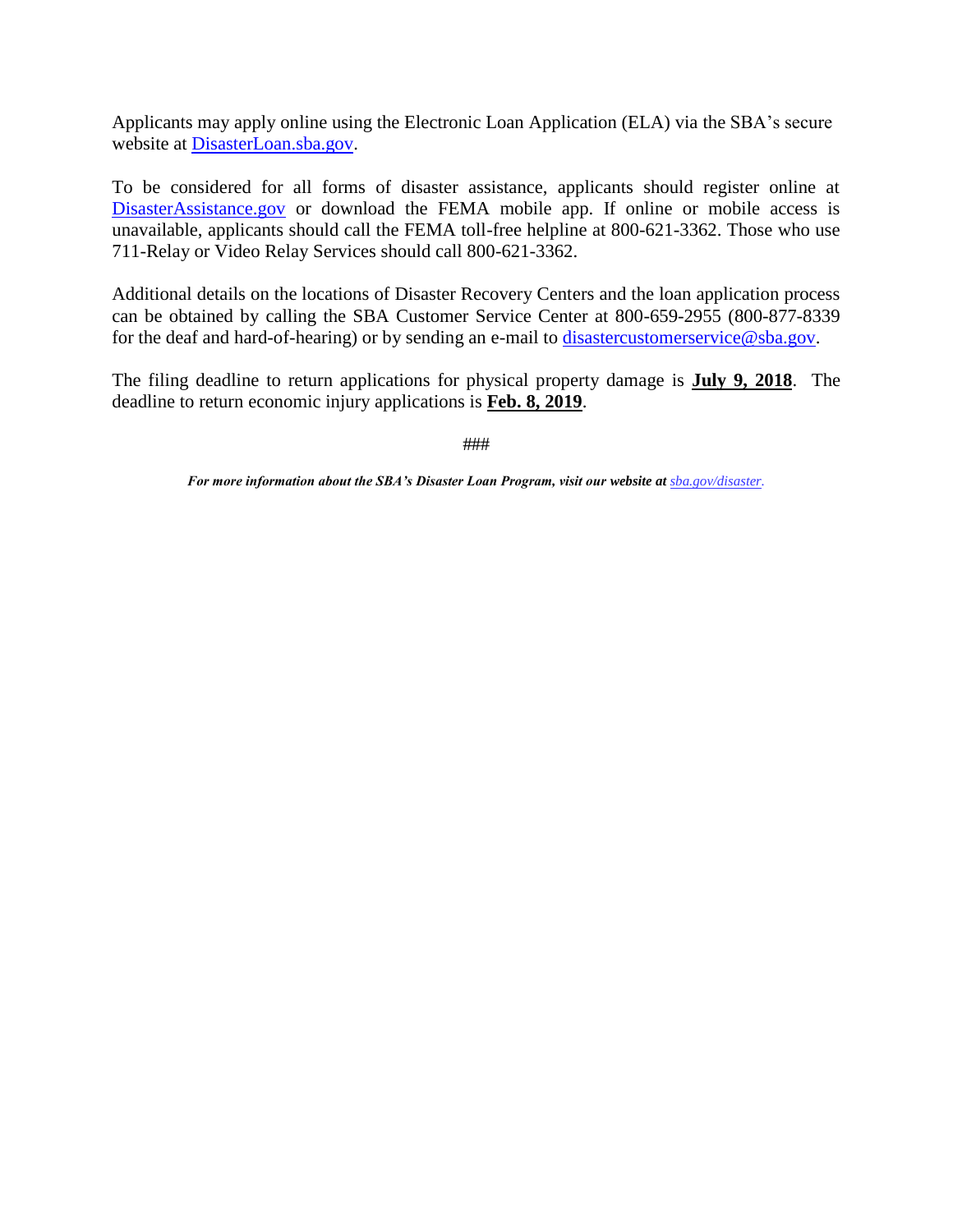Applicants may apply online using the Electronic Loan Application (ELA) via the SBA's secure website at DisasterLoan.sba.gov.

To be considered for all forms of disaster assistance, applicants should register online at DisasterAssistance.gov or download the FEMA mobile app. If online or mobile access is unavailable, applicants should call the FEMA toll-free helpline at 800-621-3362. Those who use 711-Relay or Video Relay Services should call 800-621-3362.

Additional details on the locations of Disaster Recovery Centers and the loan application process can be obtained by calling the SBA Customer Service Center at 800-659-2955 (800-877-8339 for the deaf and hard-of-hearing) or by sending an e-mail to disastercustomerservice@sba.gov.

The filing deadline to return applications for physical property damage is **July 9, 2018**. The deadline to return economic injury applications is **Feb. 8, 2019**.

###

***For more information about the SBA's Disaster Loan Program, visit our website at sba.gov/disaster.***